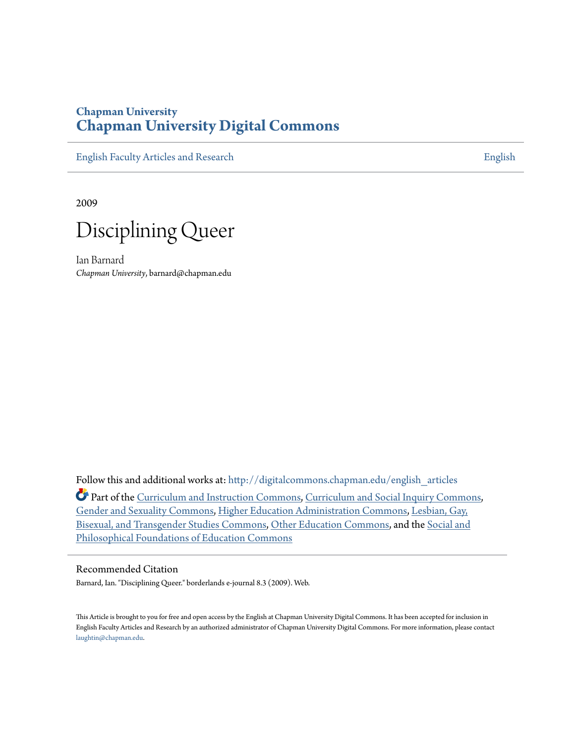**Chapman University**
# Chapman University Digital Commons

English Faculty Articles and Research | English

2009

# Disciplining Queer

Ian Barnard
*Chapman University*, barnard@chapman.edu

Follow this and additional works at: http://digitalcommons.chapman.edu/english_articles

Part of the Curriculum and Instruction Commons, Curriculum and Social Inquiry Commons, Gender and Sexuality Commons, Higher Education Administration Commons, Lesbian, Gay, Bisexual, and Transgender Studies Commons, Other Education Commons, and the Social and Philosophical Foundations of Education Commons

## Recommended Citation

Barnard, Ian. "Disciplining Queer." borderlands e-journal 8.3 (2009). Web.

This Article is brought to you for free and open access by the English at Chapman University Digital Commons. It has been accepted for inclusion in English Faculty Articles and Research by an authorized administrator of Chapman University Digital Commons. For more information, please contact laughtin@chapman.edu.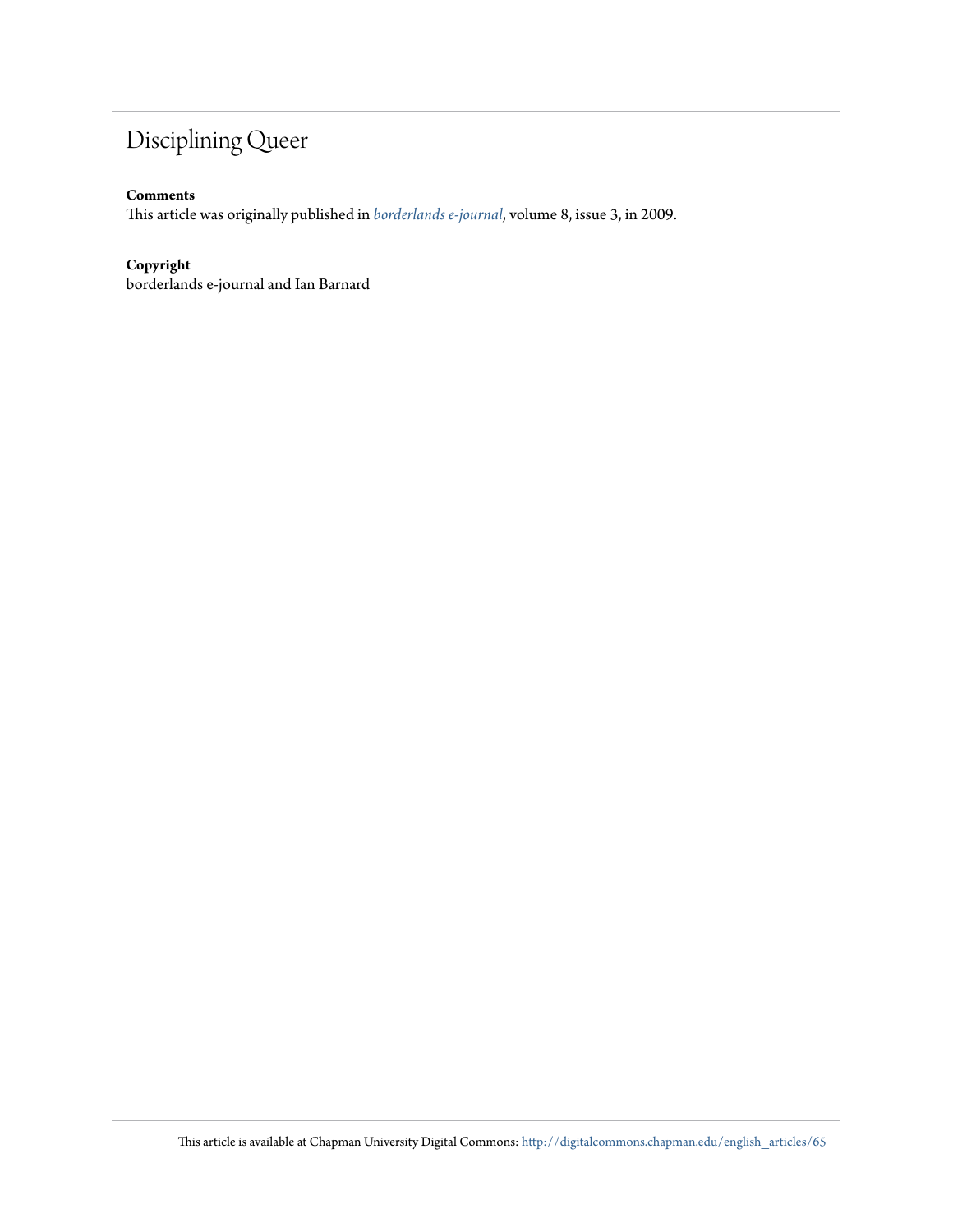# Disciplining Queer

**Comments**

This article was originally published in *borderlands e-journal*, volume 8, issue 3, in 2009.

**Copyright**

borderlands e-journal and Ian Barnard

This article is available at Chapman University Digital Commons: http://digitalcommons.chapman.edu/english_articles/65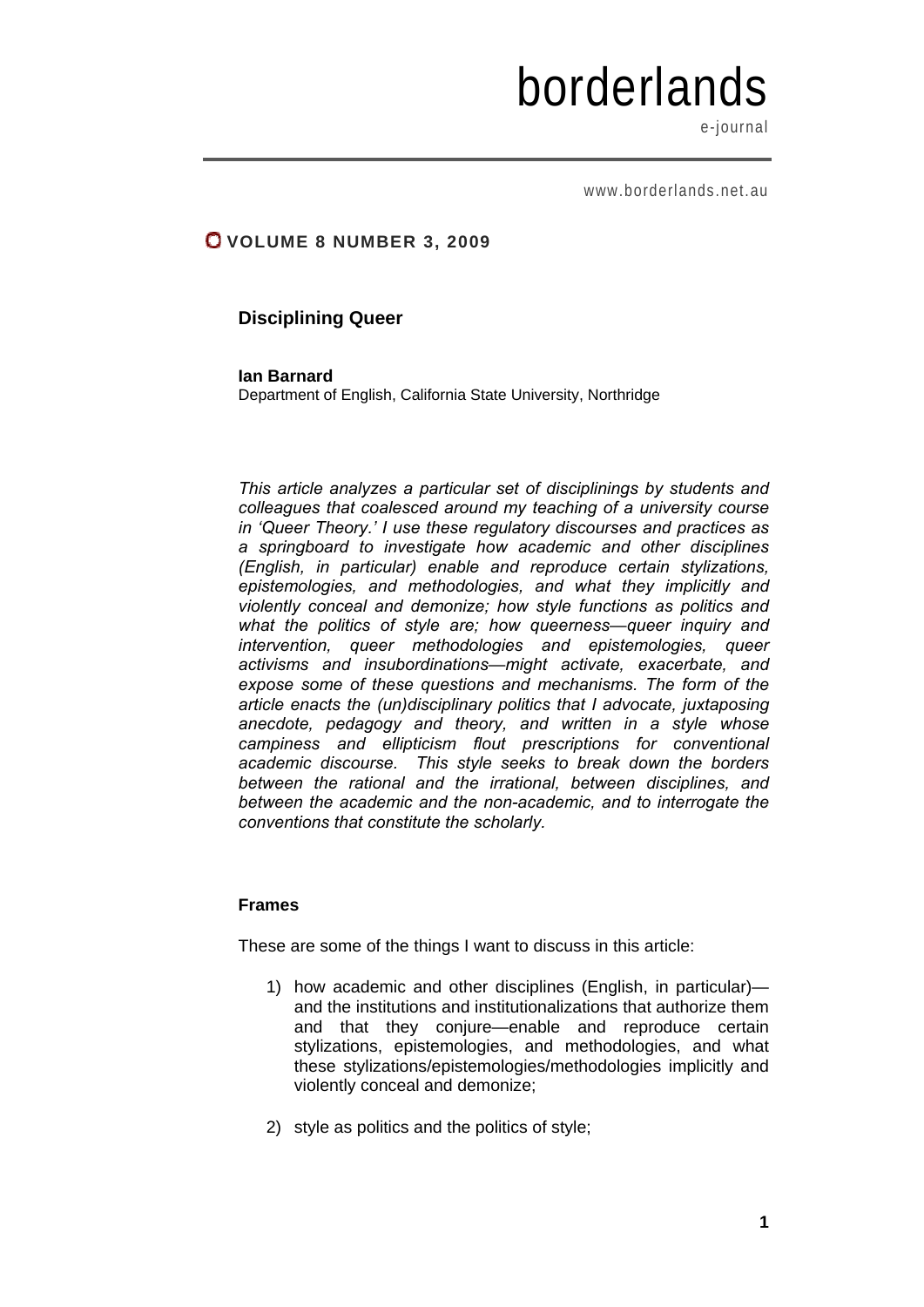borderlands

e-journal

www.borderlands.net.au

**VOLUME 8 NUMBER 3, 2009**

## Disciplining Queer

**Ian Barnard**
Department of English, California State University, Northridge

*This article analyzes a particular set of disciplinings by students and colleagues that coalesced around my teaching of a university course in 'Queer Theory.' I use these regulatory discourses and practices as a springboard to investigate how academic and other disciplines (English, in particular) enable and reproduce certain stylizations, epistemologies, and methodologies, and what they implicitly and violently conceal and demonize; how style functions as politics and what the politics of style are; how queerness—queer inquiry and intervention, queer methodologies and epistemologies, queer activisms and insubordinations—might activate, exacerbate, and expose some of these questions and mechanisms. The form of the article enacts the (un)disciplinary politics that I advocate, juxtaposing anecdote, pedagogy and theory, and written in a style whose campiness and ellipticism flout prescriptions for conventional academic discourse. This style seeks to break down the borders between the rational and the irrational, between disciplines, and between the academic and the non-academic, and to interrogate the conventions that constitute the scholarly.*

### Frames

These are some of the things I want to discuss in this article:

1) how academic and other disciplines (English, in particular)—and the institutions and institutionalizations that authorize them and that they conjure—enable and reproduce certain stylizations, epistemologies, and methodologies, and what these stylizations/epistemologies/methodologies implicitly and violently conceal and demonize;

2) style as politics and the politics of style;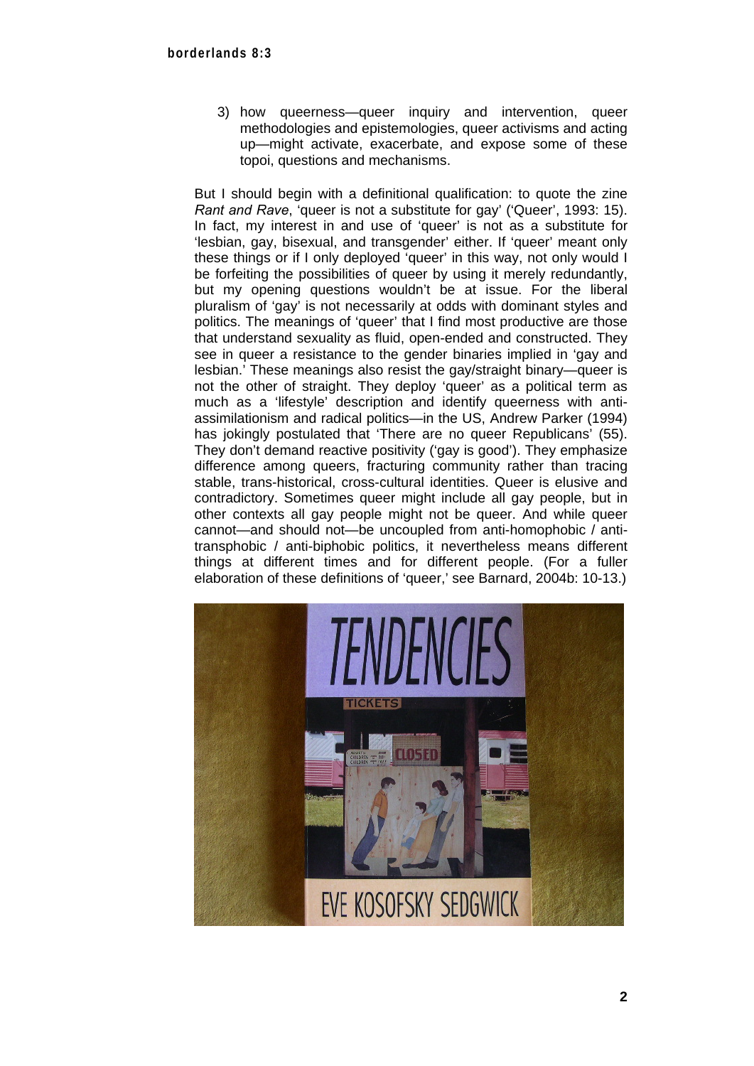3) how queerness—queer inquiry and intervention, queer methodologies and epistemologies, queer activisms and acting up—might activate, exacerbate, and expose some of these topoi, questions and mechanisms.

But I should begin with a definitional qualification: to quote the zine *Rant and Rave*, 'queer is not a substitute for gay' ('Queer', 1993: 15). In fact, my interest in and use of 'queer' is not as a substitute for 'lesbian, gay, bisexual, and transgender' either. If 'queer' meant only these things or if I only deployed 'queer' in this way, not only would I be forfeiting the possibilities of queer by using it merely redundantly, but my opening questions wouldn't be at issue. For the liberal pluralism of 'gay' is not necessarily at odds with dominant styles and politics. The meanings of 'queer' that I find most productive are those that understand sexuality as fluid, open-ended and constructed. They see in queer a resistance to the gender binaries implied in 'gay and lesbian.' These meanings also resist the gay/straight binary—queer is not the other of straight. They deploy 'queer' as a political term as much as a 'lifestyle' description and identify queerness with anti-assimilationism and radical politics—in the US, Andrew Parker (1994) has jokingly postulated that 'There are no queer Republicans' (55). They don't demand reactive positivity ('gay is good'). They emphasize difference among queers, fracturing community rather than tracing stable, trans-historical, cross-cultural identities. Queer is elusive and contradictory. Sometimes queer might include all gay people, but in other contexts all gay people might not be queer. And while queer cannot—and should not—be uncoupled from anti-homophobic / anti-transphobic / anti-biphobic politics, it nevertheless means different things at different times and for different people. (For a fuller elaboration of these definitions of 'queer,' see Barnard, 2004b: 10-13.)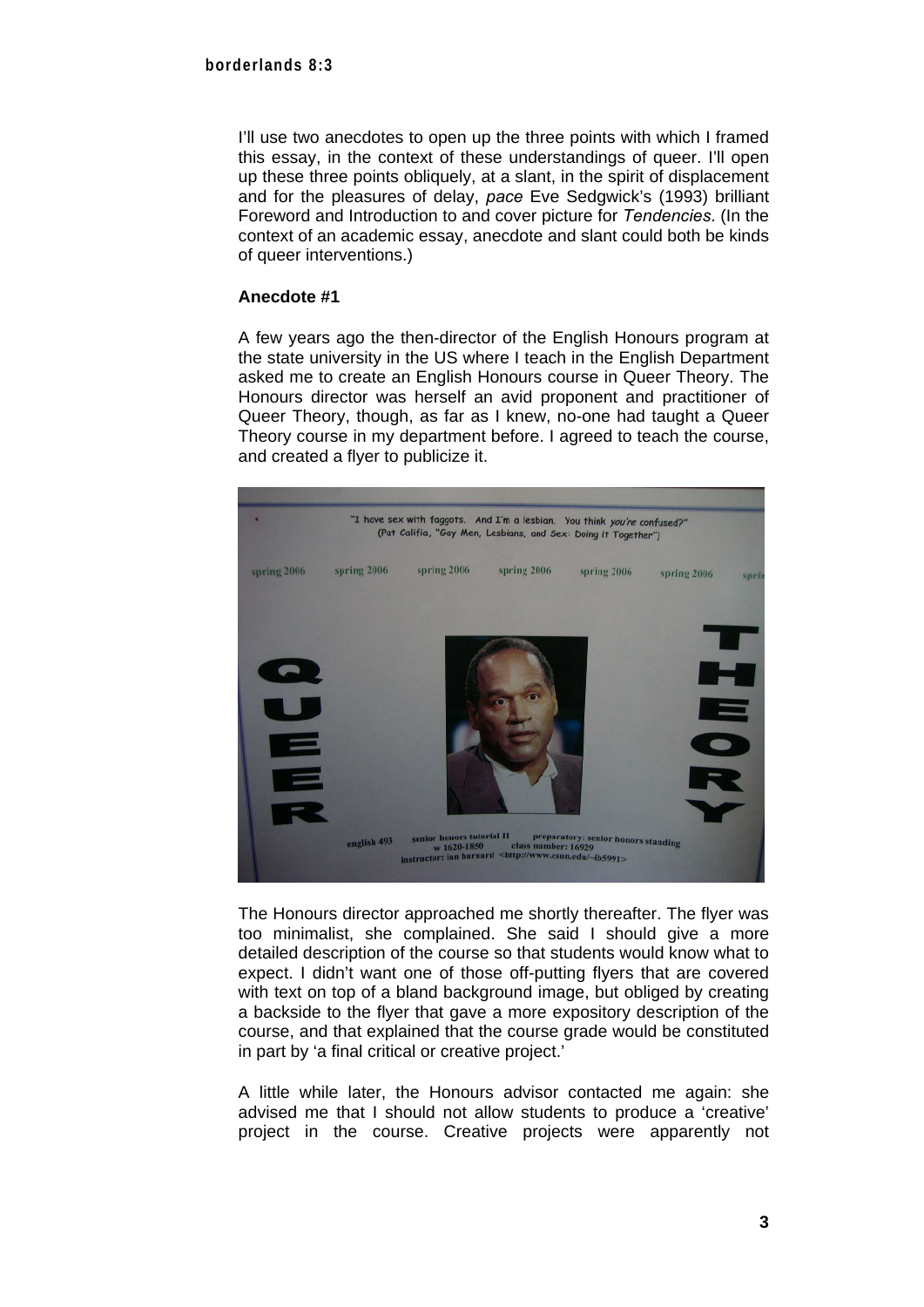I'll use two anecdotes to open up the three points with which I framed this essay, in the context of these understandings of queer. I'll open up these three points obliquely, at a slant, in the spirit of displacement and for the pleasures of delay, *pace* Eve Sedgwick's (1993) brilliant Foreword and Introduction to and cover picture for *Tendencies*. (In the context of an academic essay, anecdote and slant could both be kinds of queer interventions.)

**Anecdote #1**

A few years ago the then-director of the English Honours program at the state university in the US where I teach in the English Department asked me to create an English Honours course in Queer Theory. The Honours director was herself an avid proponent and practitioner of Queer Theory, though, as far as I knew, no-one had taught a Queer Theory course in my department before. I agreed to teach the course, and created a flyer to publicize it.

The Honours director approached me shortly thereafter. The flyer was too minimalist, she complained. She said I should give a more detailed description of the course so that students would know what to expect. I didn't want one of those off-putting flyers that are covered with text on top of a bland background image, but obliged by creating a backside to the flyer that gave a more expository description of the course, and that explained that the course grade would be constituted in part by 'a final critical or creative project.'

A little while later, the Honours advisor contacted me again: she advised me that I should not allow students to produce a 'creative' project in the course. Creative projects were apparently not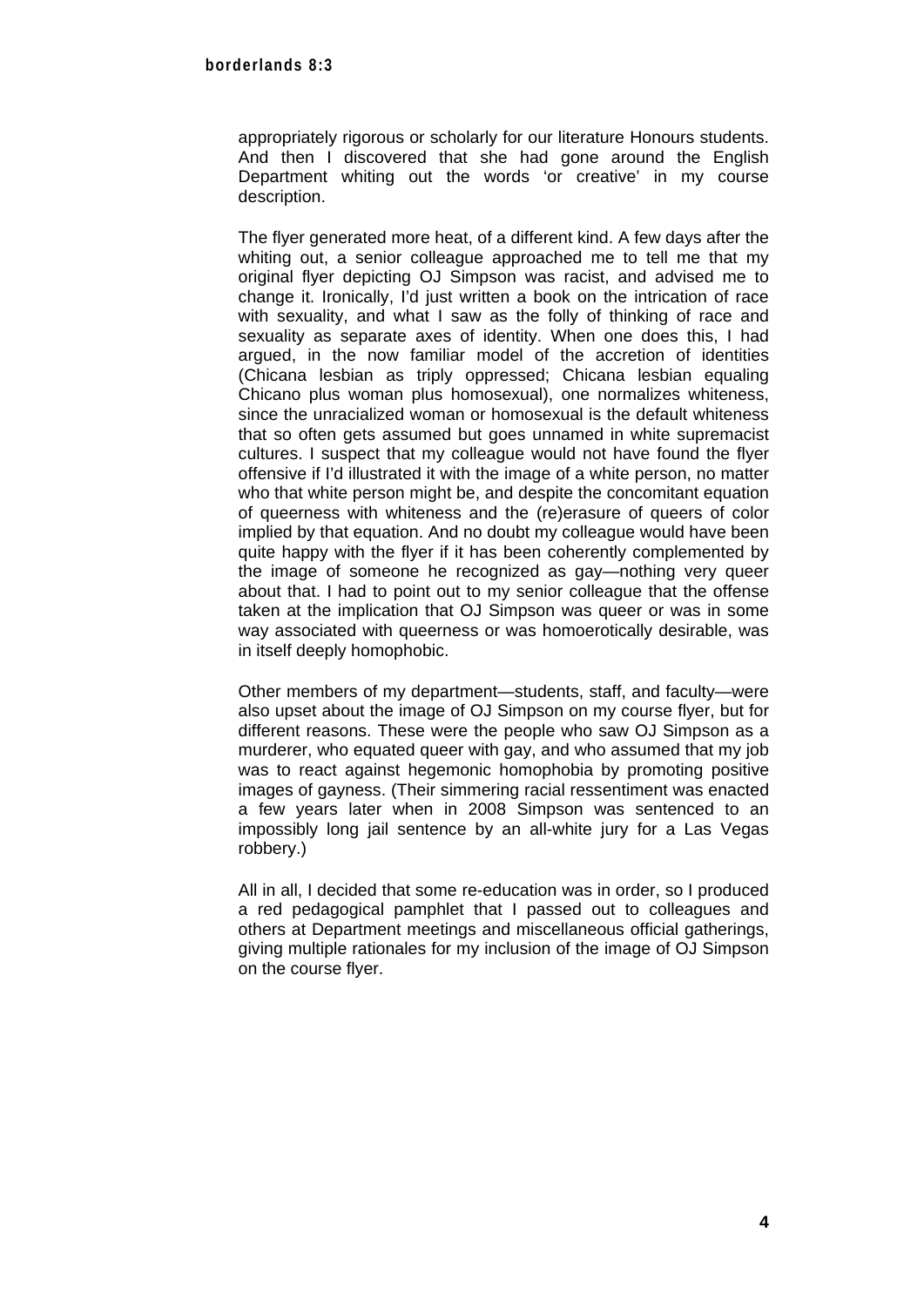appropriately rigorous or scholarly for our literature Honours students. And then I discovered that she had gone around the English Department whiting out the words 'or creative' in my course description.

The flyer generated more heat, of a different kind. A few days after the whiting out, a senior colleague approached me to tell me that my original flyer depicting OJ Simpson was racist, and advised me to change it. Ironically, I'd just written a book on the intrication of race with sexuality, and what I saw as the folly of thinking of race and sexuality as separate axes of identity. When one does this, I had argued, in the now familiar model of the accretion of identities (Chicana lesbian as triply oppressed; Chicana lesbian equaling Chicano plus woman plus homosexual), one normalizes whiteness, since the unracialized woman or homosexual is the default whiteness that so often gets assumed but goes unnamed in white supremacist cultures. I suspect that my colleague would not have found the flyer offensive if I'd illustrated it with the image of a white person, no matter who that white person might be, and despite the concomitant equation of queerness with whiteness and the (re)erasure of queers of color implied by that equation. And no doubt my colleague would have been quite happy with the flyer if it has been coherently complemented by the image of someone he recognized as gay—nothing very queer about that. I had to point out to my senior colleague that the offense taken at the implication that OJ Simpson was queer or was in some way associated with queerness or was homoerotically desirable, was in itself deeply homophobic.

Other members of my department—students, staff, and faculty—were also upset about the image of OJ Simpson on my course flyer, but for different reasons. These were the people who saw OJ Simpson as a murderer, who equated queer with gay, and who assumed that my job was to react against hegemonic homophobia by promoting positive images of gayness. (Their simmering racial ressentiment was enacted a few years later when in 2008 Simpson was sentenced to an impossibly long jail sentence by an all-white jury for a Las Vegas robbery.)

All in all, I decided that some re-education was in order, so I produced a red pedagogical pamphlet that I passed out to colleagues and others at Department meetings and miscellaneous official gatherings, giving multiple rationales for my inclusion of the image of OJ Simpson on the course flyer.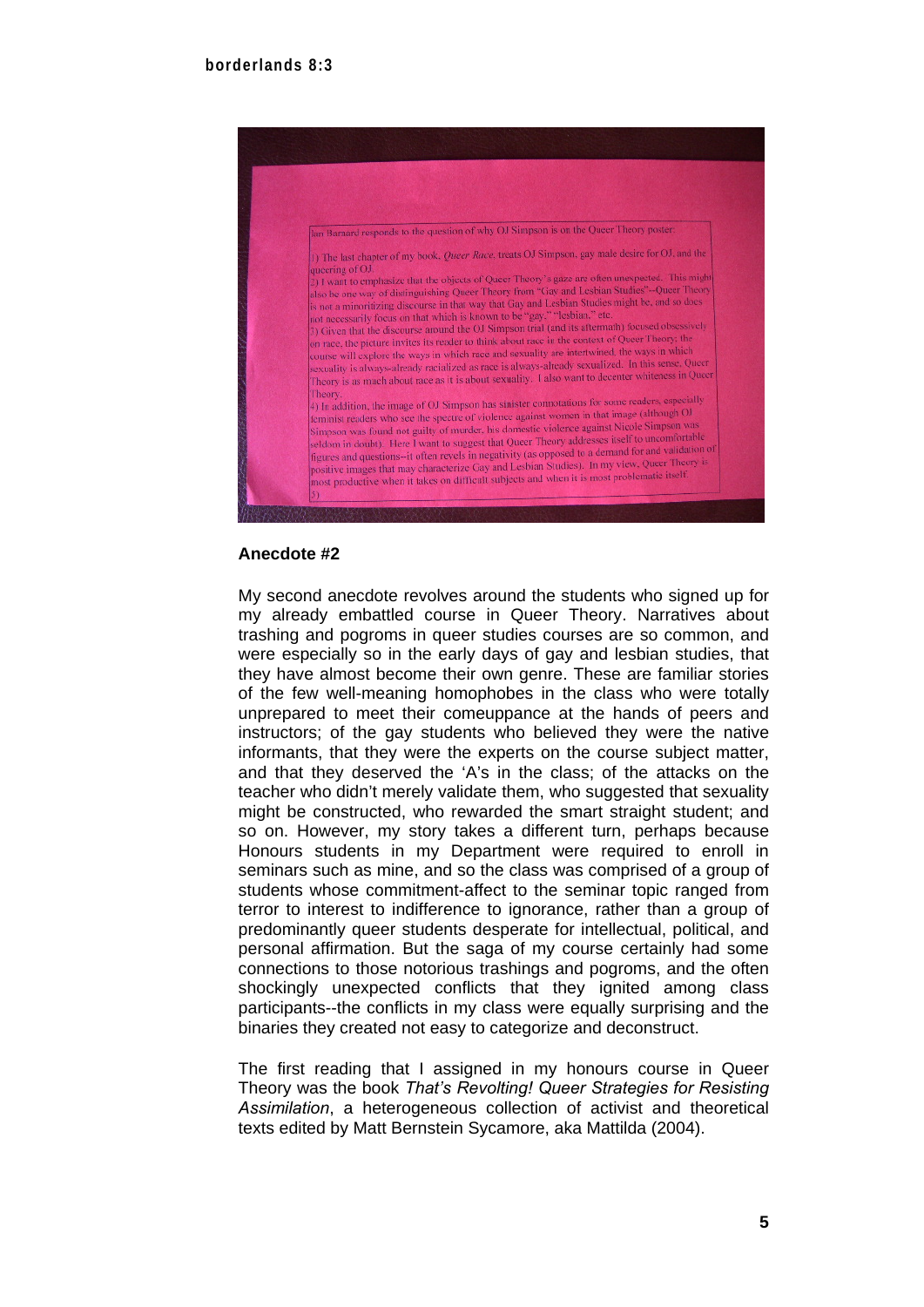Ian Barnard responds to the question of why OJ Simpson is on the Queer Theory poster:

1) The last chapter of my book, *Queer Race*, treats OJ Simpson, gay male desire for OJ, and the queering of OJ.
2) I want to emphasize that the objects of Queer Theory's gaze are often unexpected. This might also be one way of distinguishing Queer Theory from "Gay and Lesbian Studies"--Queer Theory is not a minoritizing discourse in that way that Gay and Lesbian Studies might be, and so does not necessarily focus on that which is known to be "gay," "lesbian," etc.
3) Given that the discourse around the OJ Simpson trial (and its aftermath) focused obsessively on race, the picture invites its reader to think about race in the context of Queer Theory; the course will explore the ways in which race and sexuality are intertwined, the ways in which sexuality is always-already racialized as race is always-already sexualized. In this sense, Queer Theory is as much about race as it is about sexuality. I also want to decenter whiteness in Queer Theory.
4) In addition, the image of OJ Simpson has sinister connotations for some readers, especially feminist readers who see the spectre of violence against women in that image (although OJ Simpson was found not guilty of murder, his domestic violence against Nicole Simpson was seldom in doubt). Here I want to suggest that Queer Theory addresses itself to uncomfortable figures and questions--it often revels in negativity (as opposed to a demand for and validation of positive images that may characterize Gay and Lesbian Studies). In my view, Queer Theory is most productive when it takes on difficult subjects and when it is most problematic itself.
5)

### Anecdote #2

My second anecdote revolves around the students who signed up for my already embattled course in Queer Theory. Narratives about trashing and pogroms in queer studies courses are so common, and were especially so in the early days of gay and lesbian studies, that they have almost become their own genre. These are familiar stories of the few well-meaning homophobes in the class who were totally unprepared to meet their comeuppance at the hands of peers and instructors; of the gay students who believed they were the native informants, that they were the experts on the course subject matter, and that they deserved the 'A's in the class; of the attacks on the teacher who didn't merely validate them, who suggested that sexuality might be constructed, who rewarded the smart straight student; and so on. However, my story takes a different turn, perhaps because Honours students in my Department were required to enroll in seminars such as mine, and so the class was comprised of a group of students whose commitment-affect to the seminar topic ranged from terror to interest to indifference to ignorance, rather than a group of predominantly queer students desperate for intellectual, political, and personal affirmation. But the saga of my course certainly had some connections to those notorious trashings and pogroms, and the often shockingly unexpected conflicts that they ignited among class participants--the conflicts in my class were equally surprising and the binaries they created not easy to categorize and deconstruct.

The first reading that I assigned in my honours course in Queer Theory was the book *That's Revolting! Queer Strategies for Resisting Assimilation*, a heterogeneous collection of activist and theoretical texts edited by Matt Bernstein Sycamore, aka Mattilda (2004).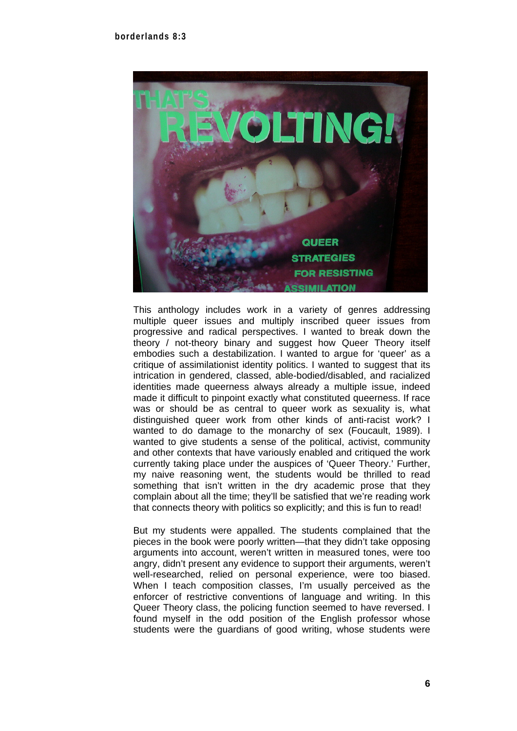This anthology includes work in a variety of genres addressing multiple queer issues and multiply inscribed queer issues from progressive and radical perspectives. I wanted to break down the theory / not-theory binary and suggest how Queer Theory itself embodies such a destabilization. I wanted to argue for 'queer' as a critique of assimilationist identity politics. I wanted to suggest that its intrication in gendered, classed, able-bodied/disabled, and racialized identities made queerness always already a multiple issue, indeed made it difficult to pinpoint exactly what constituted queerness. If race was or should be as central to queer work as sexuality is, what distinguished queer work from other kinds of anti-racist work? I wanted to do damage to the monarchy of sex (Foucault, 1989). I wanted to give students a sense of the political, activist, community and other contexts that have variously enabled and critiqued the work currently taking place under the auspices of 'Queer Theory.' Further, my naive reasoning went, the students would be thrilled to read something that isn't written in the dry academic prose that they complain about all the time; they'll be satisfied that we're reading work that connects theory with politics so explicitly; and this is fun to read!

But my students were appalled. The students complained that the pieces in the book were poorly written—that they didn't take opposing arguments into account, weren't written in measured tones, were too angry, didn't present any evidence to support their arguments, weren't well-researched, relied on personal experience, were too biased. When I teach composition classes, I'm usually perceived as the enforcer of restrictive conventions of language and writing. In this Queer Theory class, the policing function seemed to have reversed. I found myself in the odd position of the English professor whose students were the guardians of good writing, whose students were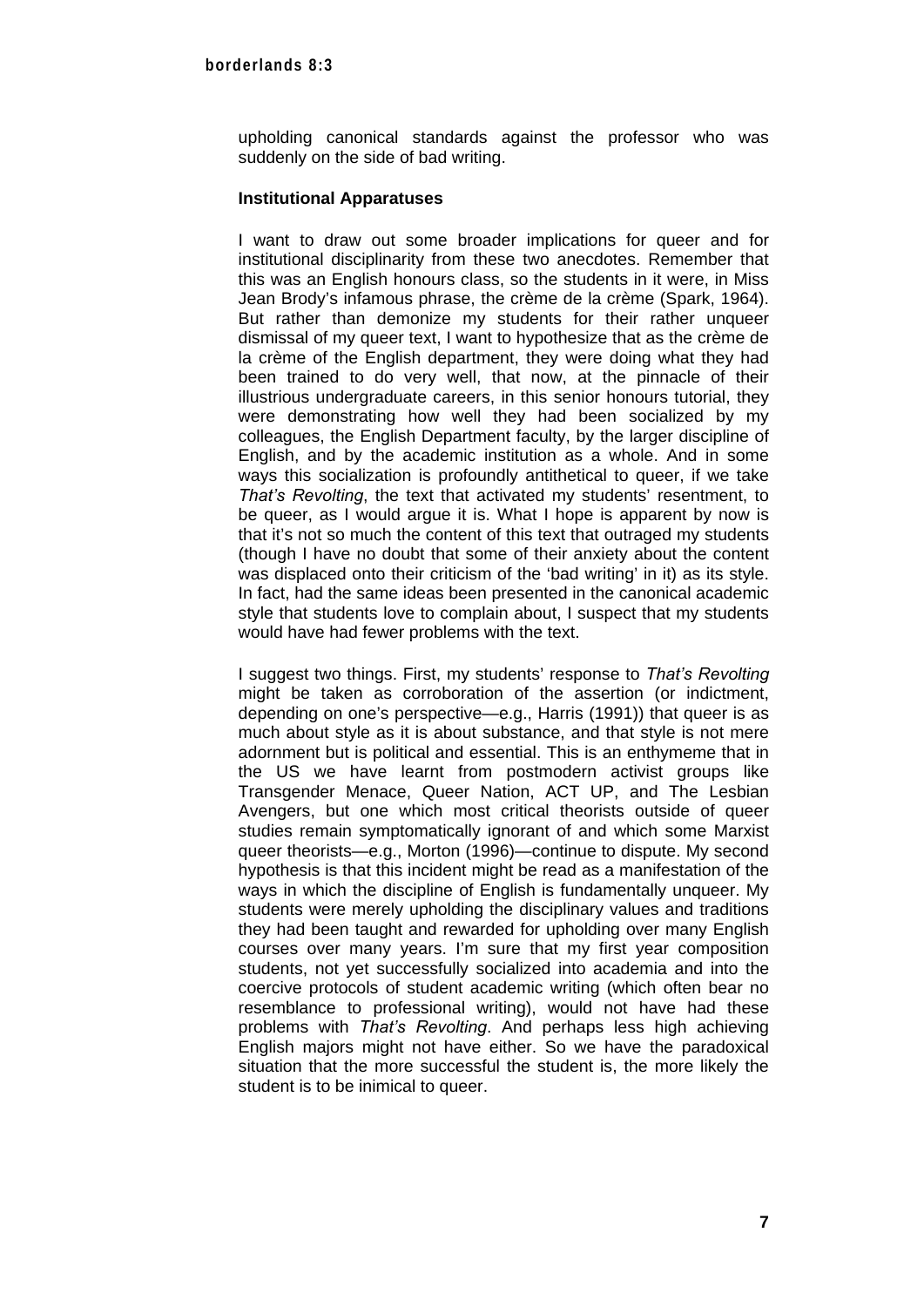upholding canonical standards against the professor who was suddenly on the side of bad writing.

### Institutional Apparatuses

I want to draw out some broader implications for queer and for institutional disciplinarity from these two anecdotes. Remember that this was an English honours class, so the students in it were, in Miss Jean Brody's infamous phrase, the crème de la crème (Spark, 1964). But rather than demonize my students for their rather unqueer dismissal of my queer text, I want to hypothesize that as the crème de la crème of the English department, they were doing what they had been trained to do very well, that now, at the pinnacle of their illustrious undergraduate careers, in this senior honours tutorial, they were demonstrating how well they had been socialized by my colleagues, the English Department faculty, by the larger discipline of English, and by the academic institution as a whole. And in some ways this socialization is profoundly antithetical to queer, if we take *That's Revolting*, the text that activated my students' resentment, to be queer, as I would argue it is. What I hope is apparent by now is that it's not so much the content of this text that outraged my students (though I have no doubt that some of their anxiety about the content was displaced onto their criticism of the 'bad writing' in it) as its style. In fact, had the same ideas been presented in the canonical academic style that students love to complain about, I suspect that my students would have had fewer problems with the text.

I suggest two things. First, my students' response to *That's Revolting* might be taken as corroboration of the assertion (or indictment, depending on one's perspective—e.g., Harris (1991)) that queer is as much about style as it is about substance, and that style is not mere adornment but is political and essential. This is an enthymeme that in the US we have learnt from postmodern activist groups like Transgender Menace, Queer Nation, ACT UP, and The Lesbian Avengers, but one which most critical theorists outside of queer studies remain symptomatically ignorant of and which some Marxist queer theorists—e.g., Morton (1996)—continue to dispute. My second hypothesis is that this incident might be read as a manifestation of the ways in which the discipline of English is fundamentally unqueer. My students were merely upholding the disciplinary values and traditions they had been taught and rewarded for upholding over many English courses over many years. I'm sure that my first year composition students, not yet successfully socialized into academia and into the coercive protocols of student academic writing (which often bear no resemblance to professional writing), would not have had these problems with *That's Revolting*. And perhaps less high achieving English majors might not have either. So we have the paradoxical situation that the more successful the student is, the more likely the student is to be inimical to queer.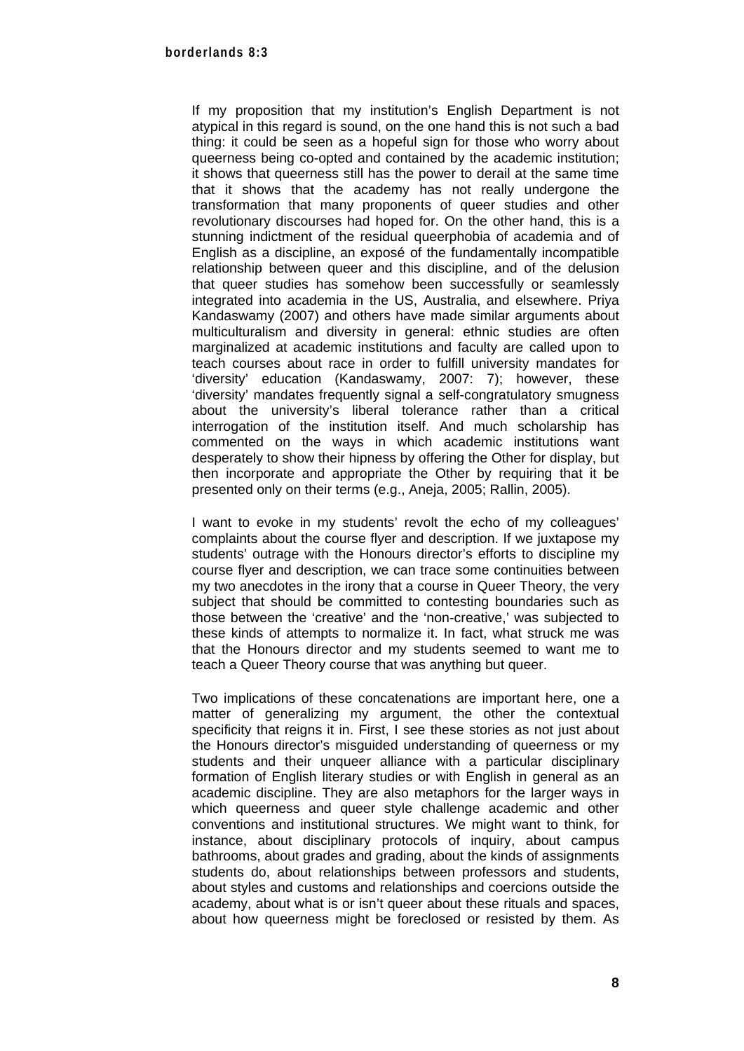If my proposition that my institution's English Department is not atypical in this regard is sound, on the one hand this is not such a bad thing: it could be seen as a hopeful sign for those who worry about queerness being co-opted and contained by the academic institution; it shows that queerness still has the power to derail at the same time that it shows that the academy has not really undergone the transformation that many proponents of queer studies and other revolutionary discourses had hoped for. On the other hand, this is a stunning indictment of the residual queerphobia of academia and of English as a discipline, an exposé of the fundamentally incompatible relationship between queer and this discipline, and of the delusion that queer studies has somehow been successfully or seamlessly integrated into academia in the US, Australia, and elsewhere. Priya Kandaswamy (2007) and others have made similar arguments about multiculturalism and diversity in general: ethnic studies are often marginalized at academic institutions and faculty are called upon to teach courses about race in order to fulfill university mandates for 'diversity' education (Kandaswamy, 2007: 7); however, these 'diversity' mandates frequently signal a self-congratulatory smugness about the university's liberal tolerance rather than a critical interrogation of the institution itself. And much scholarship has commented on the ways in which academic institutions want desperately to show their hipness by offering the Other for display, but then incorporate and appropriate the Other by requiring that it be presented only on their terms (e.g., Aneja, 2005; Rallin, 2005).

I want to evoke in my students' revolt the echo of my colleagues' complaints about the course flyer and description. If we juxtapose my students' outrage with the Honours director's efforts to discipline my course flyer and description, we can trace some continuities between my two anecdotes in the irony that a course in Queer Theory, the very subject that should be committed to contesting boundaries such as those between the 'creative' and the 'non-creative,' was subjected to these kinds of attempts to normalize it. In fact, what struck me was that the Honours director and my students seemed to want me to teach a Queer Theory course that was anything but queer.

Two implications of these concatenations are important here, one a matter of generalizing my argument, the other the contextual specificity that reigns it in. First, I see these stories as not just about the Honours director's misguided understanding of queerness or my students and their unqueer alliance with a particular disciplinary formation of English literary studies or with English in general as an academic discipline. They are also metaphors for the larger ways in which queerness and queer style challenge academic and other conventions and institutional structures. We might want to think, for instance, about disciplinary protocols of inquiry, about campus bathrooms, about grades and grading, about the kinds of assignments students do, about relationships between professors and students, about styles and customs and relationships and coercions outside the academy, about what is or isn't queer about these rituals and spaces, about how queerness might be foreclosed or resisted by them. As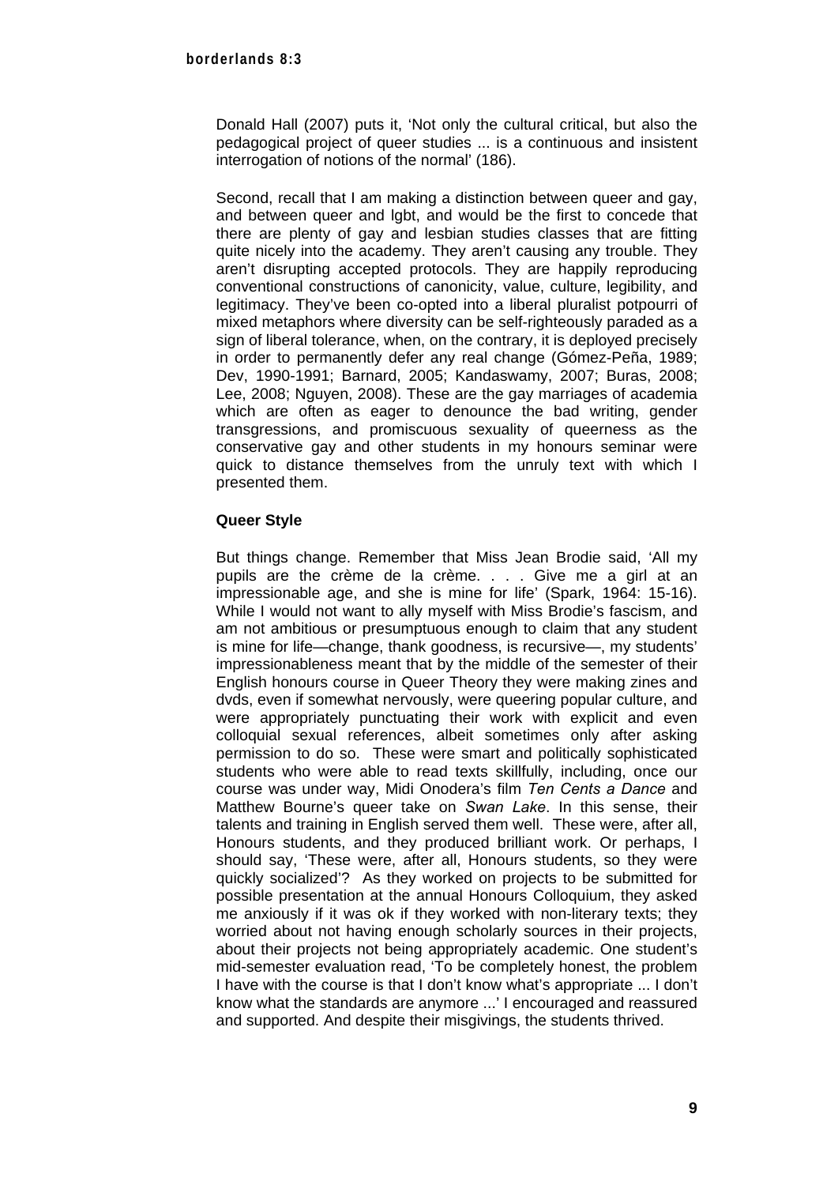Donald Hall (2007) puts it, 'Not only the cultural critical, but also the pedagogical project of queer studies ... is a continuous and insistent interrogation of notions of the normal' (186).

Second, recall that I am making a distinction between queer and gay, and between queer and lgbt, and would be the first to concede that there are plenty of gay and lesbian studies classes that are fitting quite nicely into the academy. They aren't causing any trouble. They aren't disrupting accepted protocols. They are happily reproducing conventional constructions of canonicity, value, culture, legibility, and legitimacy. They've been co-opted into a liberal pluralist potpourri of mixed metaphors where diversity can be self-righteously paraded as a sign of liberal tolerance, when, on the contrary, it is deployed precisely in order to permanently defer any real change (Gómez-Peña, 1989; Dev, 1990-1991; Barnard, 2005; Kandaswamy, 2007; Buras, 2008; Lee, 2008; Nguyen, 2008). These are the gay marriages of academia which are often as eager to denounce the bad writing, gender transgressions, and promiscuous sexuality of queerness as the conservative gay and other students in my honours seminar were quick to distance themselves from the unruly text with which I presented them.

### Queer Style

But things change. Remember that Miss Jean Brodie said, 'All my pupils are the crème de la crème. . . . Give me a girl at an impressionable age, and she is mine for life' (Spark, 1964: 15-16). While I would not want to ally myself with Miss Brodie's fascism, and am not ambitious or presumptuous enough to claim that any student is mine for life—change, thank goodness, is recursive—, my students' impressionableness meant that by the middle of the semester of their English honours course in Queer Theory they were making zines and dvds, even if somewhat nervously, were queering popular culture, and were appropriately punctuating their work with explicit and even colloquial sexual references, albeit sometimes only after asking permission to do so. These were smart and politically sophisticated students who were able to read texts skillfully, including, once our course was under way, Midi Onodera's film *Ten Cents a Dance* and Matthew Bourne's queer take on *Swan Lake*. In this sense, their talents and training in English served them well. These were, after all, Honours students, and they produced brilliant work. Or perhaps, I should say, 'These were, after all, Honours students, so they were quickly socialized'? As they worked on projects to be submitted for possible presentation at the annual Honours Colloquium, they asked me anxiously if it was ok if they worked with non-literary texts; they worried about not having enough scholarly sources in their projects, about their projects not being appropriately academic. One student's mid-semester evaluation read, 'To be completely honest, the problem I have with the course is that I don't know what's appropriate ... I don't know what the standards are anymore ...' I encouraged and reassured and supported. And despite their misgivings, the students thrived.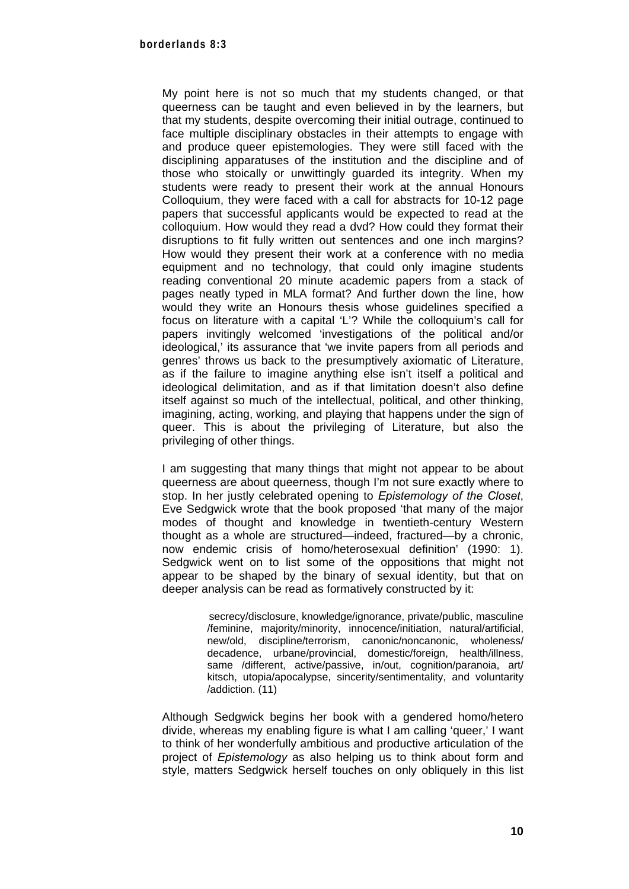My point here is not so much that my students changed, or that queerness can be taught and even believed in by the learners, but that my students, despite overcoming their initial outrage, continued to face multiple disciplinary obstacles in their attempts to engage with and produce queer epistemologies. They were still faced with the disciplining apparatuses of the institution and the discipline and of those who stoically or unwittingly guarded its integrity. When my students were ready to present their work at the annual Honours Colloquium, they were faced with a call for abstracts for 10-12 page papers that successful applicants would be expected to read at the colloquium. How would they read a dvd? How could they format their disruptions to fit fully written out sentences and one inch margins? How would they present their work at a conference with no media equipment and no technology, that could only imagine students reading conventional 20 minute academic papers from a stack of pages neatly typed in MLA format? And further down the line, how would they write an Honours thesis whose guidelines specified a focus on literature with a capital 'L'? While the colloquium's call for papers invitingly welcomed 'investigations of the political and/or ideological,' its assurance that 'we invite papers from all periods and genres' throws us back to the presumptively axiomatic of Literature, as if the failure to imagine anything else isn't itself a political and ideological delimitation, and as if that limitation doesn't also define itself against so much of the intellectual, political, and other thinking, imagining, acting, working, and playing that happens under the sign of queer. This is about the privileging of Literature, but also the privileging of other things.

I am suggesting that many things that might not appear to be about queerness are about queerness, though I'm not sure exactly where to stop. In her justly celebrated opening to *Epistemology of the Closet*, Eve Sedgwick wrote that the book proposed 'that many of the major modes of thought and knowledge in twentieth-century Western thought as a whole are structured—indeed, fractured—by a chronic, now endemic crisis of homo/heterosexual definition' (1990: 1). Sedgwick went on to list some of the oppositions that might not appear to be shaped by the binary of sexual identity, but that on deeper analysis can be read as formatively constructed by it:

> secrecy/disclosure, knowledge/ignorance, private/public, masculine /feminine, majority/minority, innocence/initiation, natural/artificial, new/old, discipline/terrorism, canonic/noncanonic, wholeness/ decadence, urbane/provincial, domestic/foreign, health/illness, same /different, active/passive, in/out, cognition/paranoia, art/ kitsch, utopia/apocalypse, sincerity/sentimentality, and voluntarity /addiction. (11)

Although Sedgwick begins her book with a gendered homo/hetero divide, whereas my enabling figure is what I am calling 'queer,' I want to think of her wonderfully ambitious and productive articulation of the project of *Epistemology* as also helping us to think about form and style, matters Sedgwick herself touches on only obliquely in this list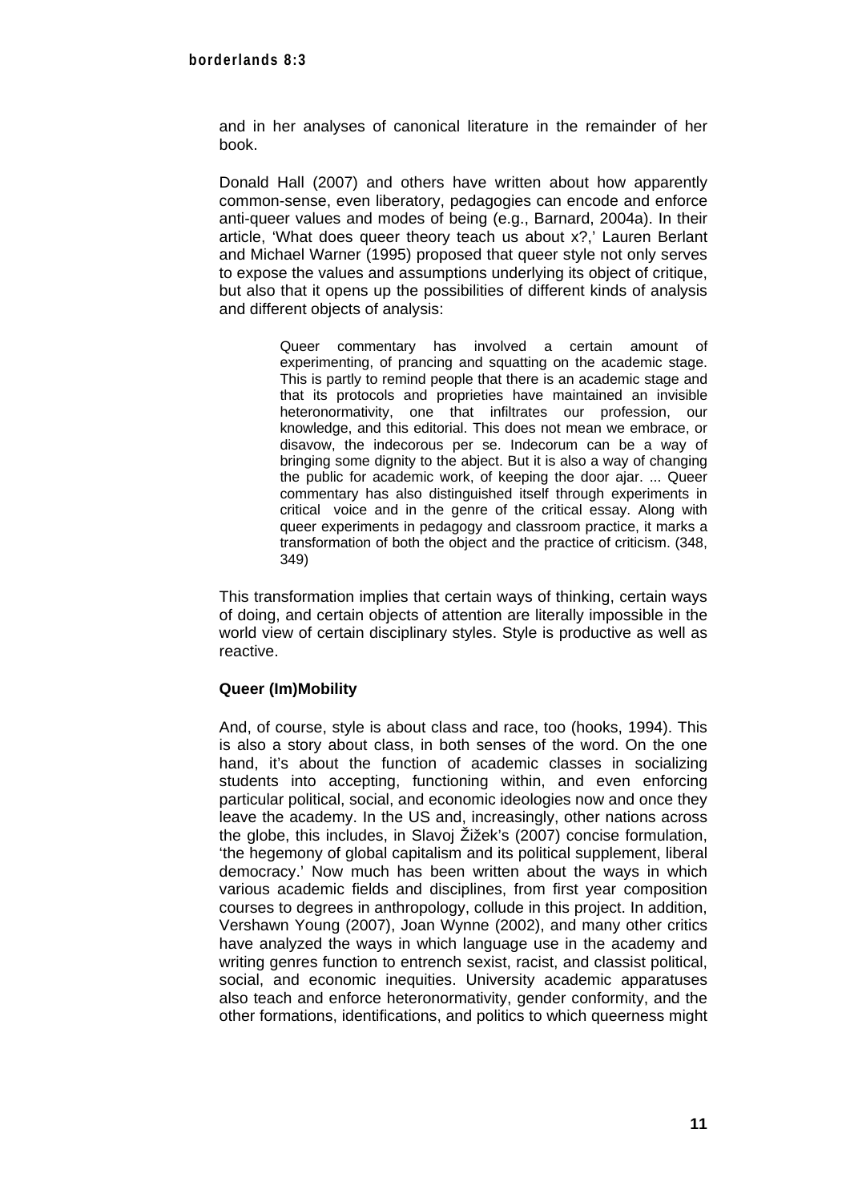and in her analyses of canonical literature in the remainder of her book.

Donald Hall (2007) and others have written about how apparently common-sense, even liberatory, pedagogies can encode and enforce anti-queer values and modes of being (e.g., Barnard, 2004a). In their article, 'What does queer theory teach us about x?,' Lauren Berlant and Michael Warner (1995) proposed that queer style not only serves to expose the values and assumptions underlying its object of critique, but also that it opens up the possibilities of different kinds of analysis and different objects of analysis:

> Queer commentary has involved a certain amount of experimenting, of prancing and squatting on the academic stage. This is partly to remind people that there is an academic stage and that its protocols and proprieties have maintained an invisible heteronormativity, one that infiltrates our profession, our knowledge, and this editorial. This does not mean we embrace, or disavow, the indecorous per se. Indecorum can be a way of bringing some dignity to the abject. But it is also a way of changing the public for academic work, of keeping the door ajar. ... Queer commentary has also distinguished itself through experiments in critical voice and in the genre of the critical essay. Along with queer experiments in pedagogy and classroom practice, it marks a transformation of both the object and the practice of criticism. (348, 349)

This transformation implies that certain ways of thinking, certain ways of doing, and certain objects of attention are literally impossible in the world view of certain disciplinary styles. Style is productive as well as reactive.

### Queer (Im)Mobility

And, of course, style is about class and race, too (hooks, 1994). This is also a story about class, in both senses of the word. On the one hand, it's about the function of academic classes in socializing students into accepting, functioning within, and even enforcing particular political, social, and economic ideologies now and once they leave the academy. In the US and, increasingly, other nations across the globe, this includes, in Slavoj Žižek's (2007) concise formulation, 'the hegemony of global capitalism and its political supplement, liberal democracy.' Now much has been written about the ways in which various academic fields and disciplines, from first year composition courses to degrees in anthropology, collude in this project. In addition, Vershawn Young (2007), Joan Wynne (2002), and many other critics have analyzed the ways in which language use in the academy and writing genres function to entrench sexist, racist, and classist political, social, and economic inequities. University academic apparatuses also teach and enforce heteronormativity, gender conformity, and the other formations, identifications, and politics to which queerness might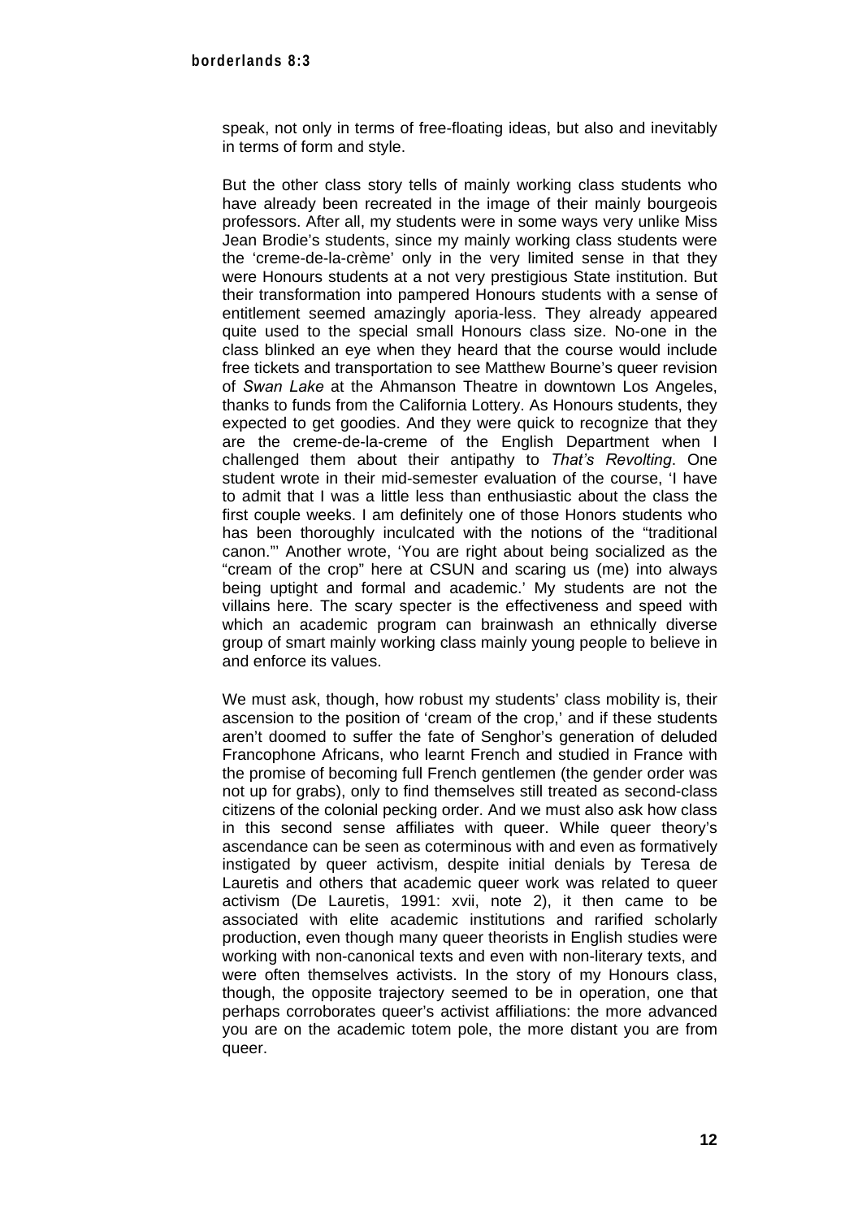speak, not only in terms of free-floating ideas, but also and inevitably in terms of form and style.

But the other class story tells of mainly working class students who have already been recreated in the image of their mainly bourgeois professors. After all, my students were in some ways very unlike Miss Jean Brodie's students, since my mainly working class students were the 'creme-de-la-crème' only in the very limited sense in that they were Honours students at a not very prestigious State institution. But their transformation into pampered Honours students with a sense of entitlement seemed amazingly aporia-less. They already appeared quite used to the special small Honours class size. No-one in the class blinked an eye when they heard that the course would include free tickets and transportation to see Matthew Bourne's queer revision of *Swan Lake* at the Ahmanson Theatre in downtown Los Angeles, thanks to funds from the California Lottery. As Honours students, they expected to get goodies. And they were quick to recognize that they are the creme-de-la-creme of the English Department when I challenged them about their antipathy to *That's Revolting*. One student wrote in their mid-semester evaluation of the course, 'I have to admit that I was a little less than enthusiastic about the class the first couple weeks. I am definitely one of those Honors students who has been thoroughly inculcated with the notions of the "traditional canon."' Another wrote, 'You are right about being socialized as the "cream of the crop" here at CSUN and scaring us (me) into always being uptight and formal and academic.' My students are not the villains here. The scary specter is the effectiveness and speed with which an academic program can brainwash an ethnically diverse group of smart mainly working class mainly young people to believe in and enforce its values.

We must ask, though, how robust my students' class mobility is, their ascension to the position of 'cream of the crop,' and if these students aren't doomed to suffer the fate of Senghor's generation of deluded Francophone Africans, who learnt French and studied in France with the promise of becoming full French gentlemen (the gender order was not up for grabs), only to find themselves still treated as second-class citizens of the colonial pecking order. And we must also ask how class in this second sense affiliates with queer. While queer theory's ascendance can be seen as coterminous with and even as formatively instigated by queer activism, despite initial denials by Teresa de Lauretis and others that academic queer work was related to queer activism (De Lauretis, 1991: xvii, note 2), it then came to be associated with elite academic institutions and rarified scholarly production, even though many queer theorists in English studies were working with non-canonical texts and even with non-literary texts, and were often themselves activists. In the story of my Honours class, though, the opposite trajectory seemed to be in operation, one that perhaps corroborates queer's activist affiliations: the more advanced you are on the academic totem pole, the more distant you are from queer.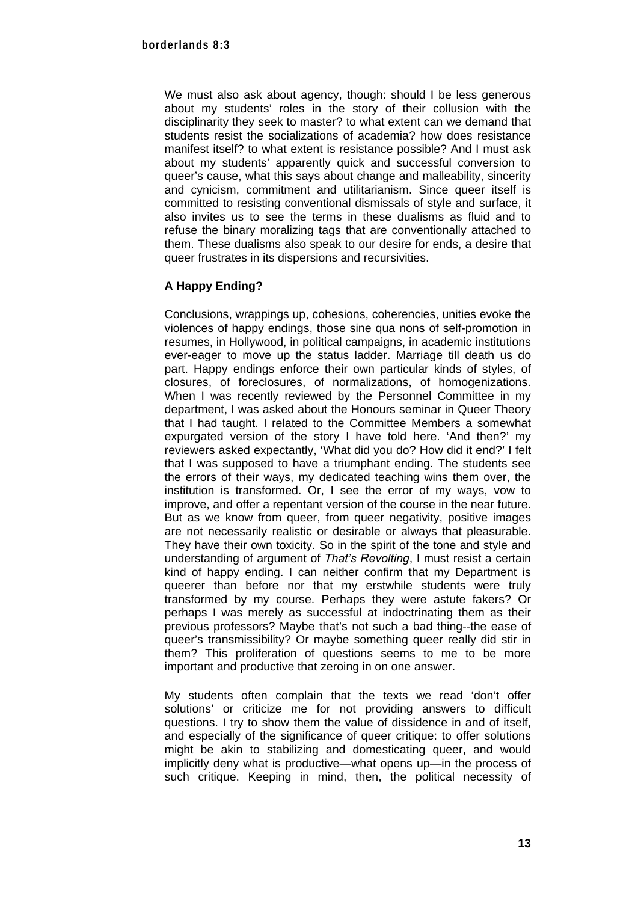We must also ask about agency, though: should I be less generous about my students' roles in the story of their collusion with the disciplinarity they seek to master? to what extent can we demand that students resist the socializations of academia? how does resistance manifest itself? to what extent is resistance possible? And I must ask about my students' apparently quick and successful conversion to queer's cause, what this says about change and malleability, sincerity and cynicism, commitment and utilitarianism. Since queer itself is committed to resisting conventional dismissals of style and surface, it also invites us to see the terms in these dualisms as fluid and to refuse the binary moralizing tags that are conventionally attached to them. These dualisms also speak to our desire for ends, a desire that queer frustrates in its dispersions and recursivities.

**A Happy Ending?**

Conclusions, wrappings up, cohesions, coherencies, unities evoke the violences of happy endings, those sine qua nons of self-promotion in resumes, in Hollywood, in political campaigns, in academic institutions ever-eager to move up the status ladder. Marriage till death us do part. Happy endings enforce their own particular kinds of styles, of closures, of foreclosures, of normalizations, of homogenizations. When I was recently reviewed by the Personnel Committee in my department, I was asked about the Honours seminar in Queer Theory that I had taught. I related to the Committee Members a somewhat expurgated version of the story I have told here. 'And then?' my reviewers asked expectantly, 'What did you do? How did it end?' I felt that I was supposed to have a triumphant ending. The students see the errors of their ways, my dedicated teaching wins them over, the institution is transformed. Or, I see the error of my ways, vow to improve, and offer a repentant version of the course in the near future. But as we know from queer, from queer negativity, positive images are not necessarily realistic or desirable or always that pleasurable. They have their own toxicity. So in the spirit of the tone and style and understanding of argument of *That's Revolting*, I must resist a certain kind of happy ending. I can neither confirm that my Department is queerer than before nor that my erstwhile students were truly transformed by my course. Perhaps they were astute fakers? Or perhaps I was merely as successful at indoctrinating them as their previous professors? Maybe that's not such a bad thing--the ease of queer's transmissibility? Or maybe something queer really did stir in them? This proliferation of questions seems to me to be more important and productive that zeroing in on one answer.

My students often complain that the texts we read 'don't offer solutions' or criticize me for not providing answers to difficult questions. I try to show them the value of dissidence in and of itself, and especially of the significance of queer critique: to offer solutions might be akin to stabilizing and domesticating queer, and would implicitly deny what is productive—what opens up—in the process of such critique. Keeping in mind, then, the political necessity of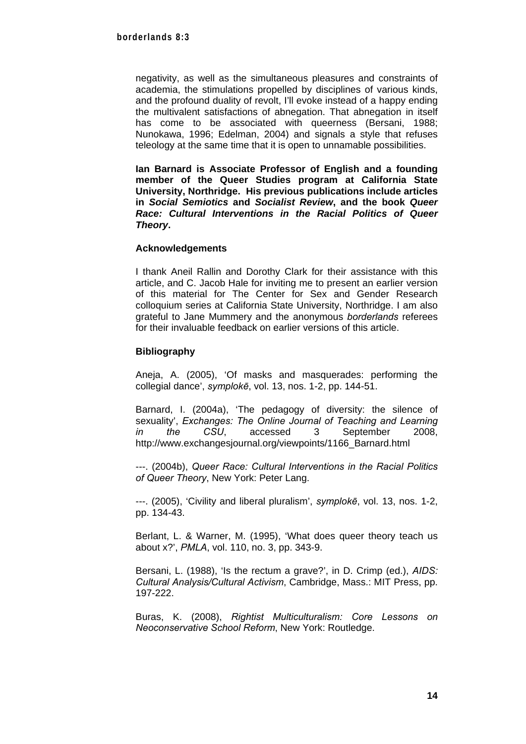negativity, as well as the simultaneous pleasures and constraints of academia, the stimulations propelled by disciplines of various kinds, and the profound duality of revolt, I'll evoke instead of a happy ending the multivalent satisfactions of abnegation. That abnegation in itself has come to be associated with queerness (Bersani, 1988; Nunokawa, 1996; Edelman, 2004) and signals a style that refuses teleology at the same time that it is open to unnamable possibilities.

**Ian Barnard is Associate Professor of English and a founding member of the Queer Studies program at California State University, Northridge. His previous publications include articles in *Social Semiotics* and *Socialist Review*, and the book *Queer Race: Cultural Interventions in the Racial Politics of Queer Theory*.**

### Acknowledgements

I thank Aneil Rallin and Dorothy Clark for their assistance with this article, and C. Jacob Hale for inviting me to present an earlier version of this material for The Center for Sex and Gender Research colloquium series at California State University, Northridge. I am also grateful to Jane Mummery and the anonymous *borderlands* referees for their invaluable feedback on earlier versions of this article.

### Bibliography

Aneja, A. (2005), 'Of masks and masquerades: performing the collegial dance', *symplokē*, vol. 13, nos. 1-2, pp. 144-51.

Barnard, I. (2004a), 'The pedagogy of diversity: the silence of sexuality', *Exchanges: The Online Journal of Teaching and Learning in the CSU*, accessed 3 September 2008, http://www.exchangesjournal.org/viewpoints/1166_Barnard.html

---. (2004b), *Queer Race: Cultural Interventions in the Racial Politics of Queer Theory*, New York: Peter Lang.

---. (2005), 'Civility and liberal pluralism', *symplokē*, vol. 13, nos. 1-2, pp. 134-43.

Berlant, L. & Warner, M. (1995), 'What does queer theory teach us about x?', *PMLA*, vol. 110, no. 3, pp. 343-9.

Bersani, L. (1988), 'Is the rectum a grave?', in D. Crimp (ed.), *AIDS: Cultural Analysis/Cultural Activism*, Cambridge, Mass.: MIT Press, pp. 197-222.

Buras, K. (2008), *Rightist Multiculturalism: Core Lessons on Neoconservative School Reform*, New York: Routledge.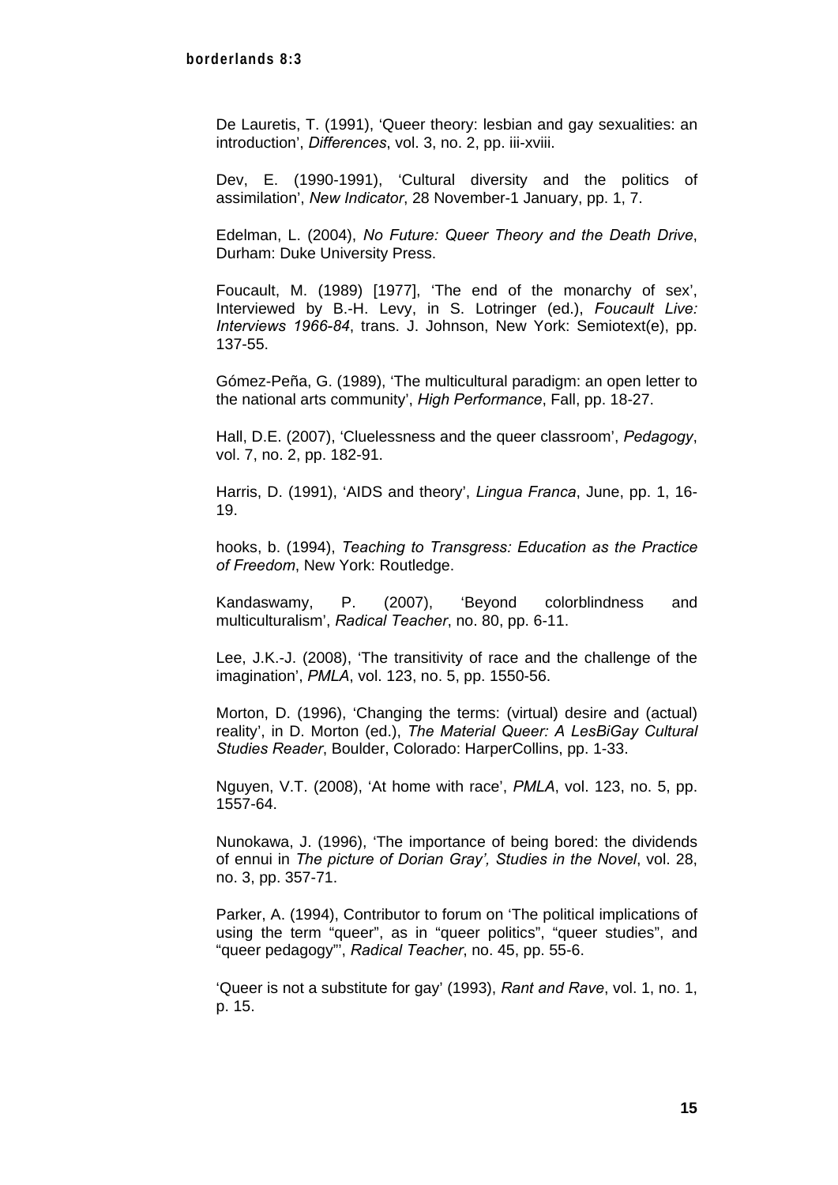De Lauretis, T. (1991), ‘Queer theory: lesbian and gay sexualities: an introduction’, *Differences*, vol. 3, no. 2, pp. iii-xviii.

Dev, E. (1990-1991), ‘Cultural diversity and the politics of assimilation’, *New Indicator*, 28 November-1 January, pp. 1, 7.

Edelman, L. (2004), *No Future: Queer Theory and the Death Drive*, Durham: Duke University Press.

Foucault, M. (1989) [1977], ‘The end of the monarchy of sex’, Interviewed by B.-H. Levy, in S. Lotringer (ed.), *Foucault Live: Interviews 1966-84*, trans. J. Johnson, New York: Semiotext(e), pp. 137-55.

Gómez-Peña, G. (1989), ‘The multicultural paradigm: an open letter to the national arts community’, *High Performance*, Fall, pp. 18-27.

Hall, D.E. (2007), ‘Cluelessness and the queer classroom’, *Pedagogy*, vol. 7, no. 2, pp. 182-91.

Harris, D. (1991), ‘AIDS and theory’, *Lingua Franca*, June, pp. 1, 16-19.

hooks, b. (1994), *Teaching to Transgress: Education as the Practice of Freedom*, New York: Routledge.

Kandaswamy, P. (2007), ‘Beyond colorblindness and multiculturalism’, *Radical Teacher*, no. 80, pp. 6-11.

Lee, J.K.-J. (2008), ‘The transitivity of race and the challenge of the imagination’, *PMLA*, vol. 123, no. 5, pp. 1550-56.

Morton, D. (1996), ‘Changing the terms: (virtual) desire and (actual) reality’, in D. Morton (ed.), *The Material Queer: A LesBiGay Cultural Studies Reader*, Boulder, Colorado: HarperCollins, pp. 1-33.

Nguyen, V.T. (2008), ‘At home with race’, *PMLA*, vol. 123, no. 5, pp. 1557-64.

Nunokawa, J. (1996), ‘The importance of being bored: the dividends of ennui in *The picture of Dorian Gray’, Studies in the Novel*, vol. 28, no. 3, pp. 357-71.

Parker, A. (1994), Contributor to forum on ‘The political implications of using the term “queer”, as in “queer politics”, “queer studies”, and “queer pedagogy”’, *Radical Teacher*, no. 45, pp. 55-6.

‘Queer is not a substitute for gay’ (1993), *Rant and Rave*, vol. 1, no. 1, p. 15.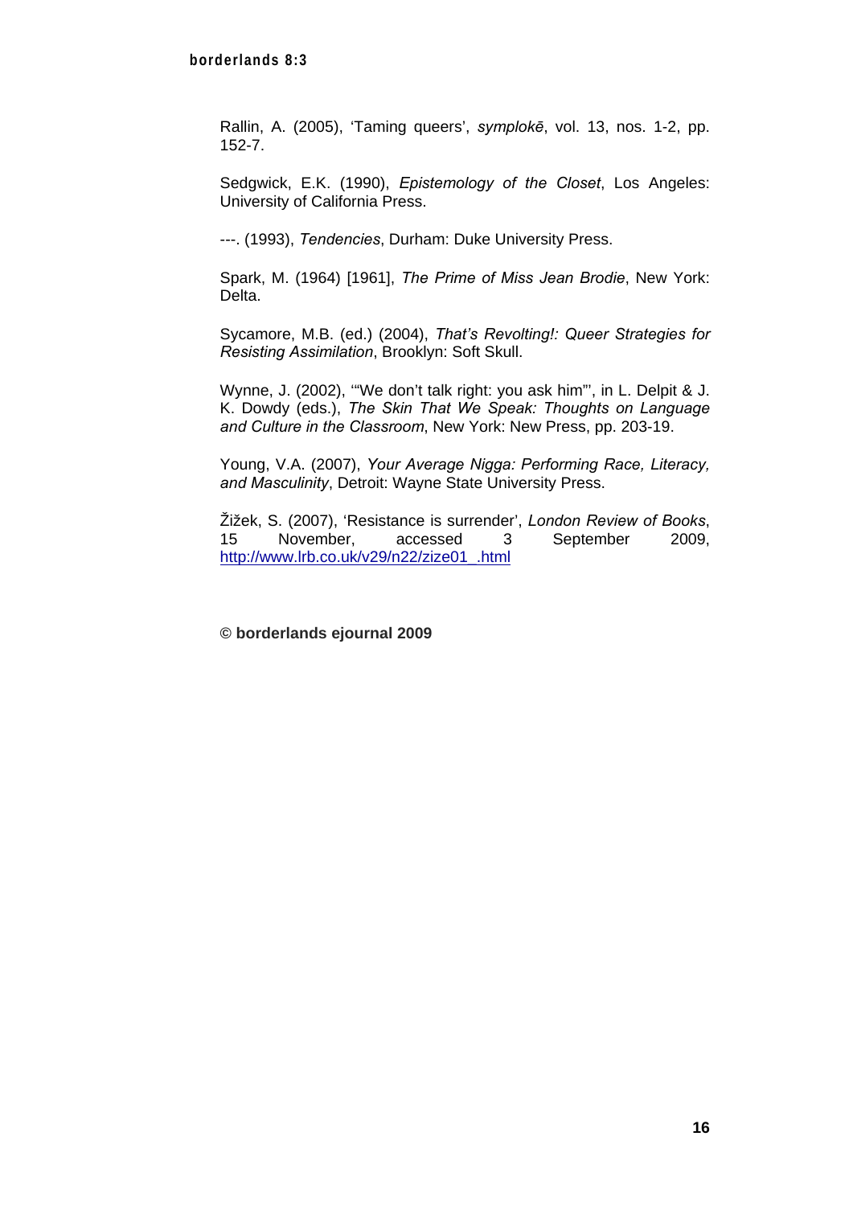Rallin, A. (2005), 'Taming queers', *symplokē*, vol. 13, nos. 1-2, pp. 152-7.

Sedgwick, E.K. (1990), *Epistemology of the Closet*, Los Angeles: University of California Press.

---. (1993), *Tendencies*, Durham: Duke University Press.

Spark, M. (1964) [1961], *The Prime of Miss Jean Brodie*, New York: Delta.

Sycamore, M.B. (ed.) (2004), *That's Revolting!: Queer Strategies for Resisting Assimilation*, Brooklyn: Soft Skull.

Wynne, J. (2002), '"We don't talk right: you ask him"', in L. Delpit & J. K. Dowdy (eds.), *The Skin That We Speak: Thoughts on Language and Culture in the Classroom*, New York: New Press, pp. 203-19.

Young, V.A. (2007), *Your Average Nigga: Performing Race, Literacy, and Masculinity*, Detroit: Wayne State University Press.

Žižek, S. (2007), 'Resistance is surrender', *London Review of Books*, 15 November, accessed 3 September 2009, http://www.lrb.co.uk/v29/n22/zize01_.html

**© borderlands ejournal 2009**